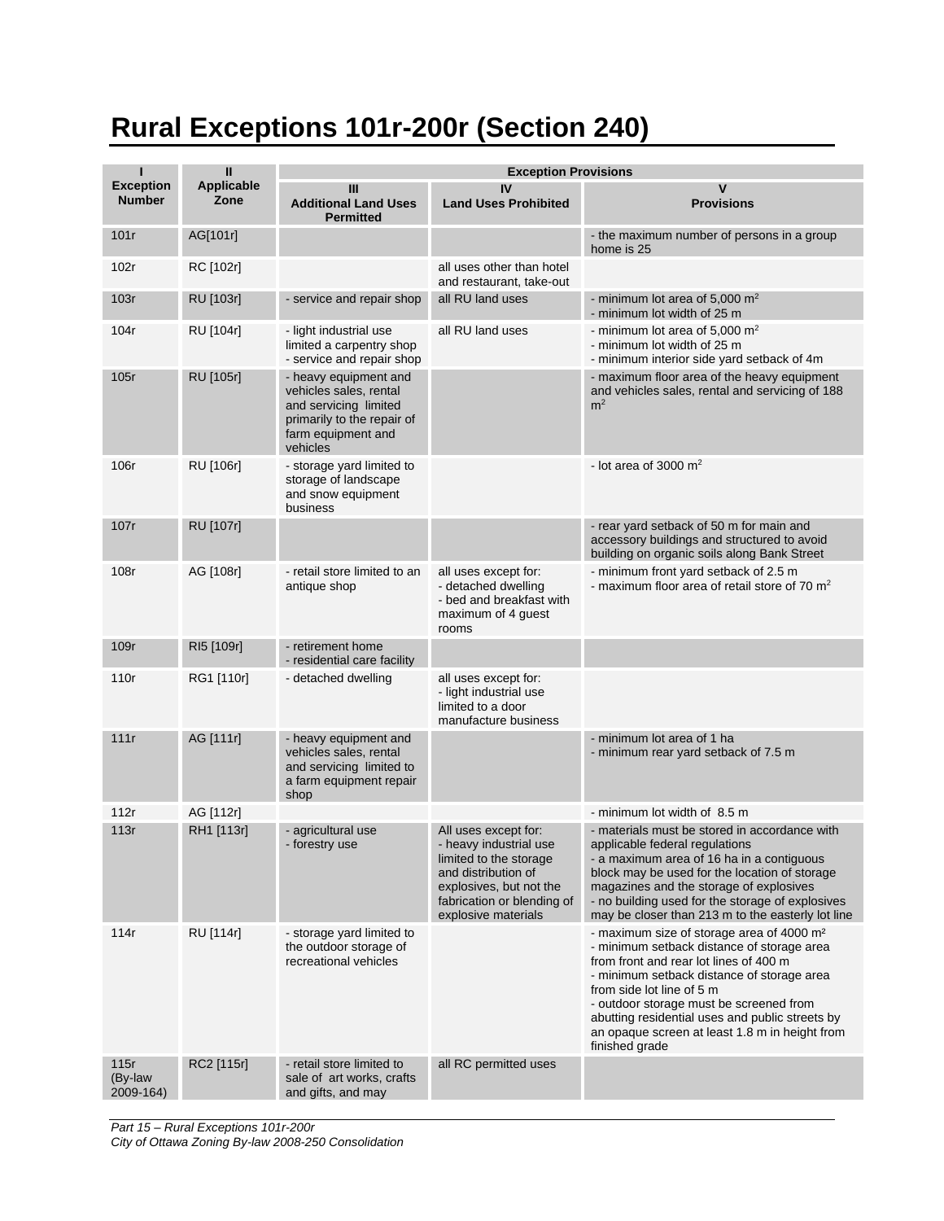# Rural Exceptions 101r-200r (Section 240)

| I<br>Exception Number | II<br>Applicable Zone | Exception Provisions | | |
|---|---|---|---|---|
| | | III<br>Additional Land Uses Permitted | IV<br>Land Uses Prohibited | V<br>Provisions |
| 101r | AG[101r] | | | - the maximum number of persons in a group home is 25 |
| 102r | RC [102r] | | all uses other than hotel and restaurant, take-out | |
| 103r | RU [103r] | - service and repair shop | all RU land uses | - minimum lot area of 5,000 $m^2$<br>- minimum lot width of 25 m |
| 104r | RU [104r] | - light industrial use limited a carpentry shop<br>- service and repair shop | all RU land uses | - minimum lot area of 5,000 $m^2$<br>- minimum lot width of 25 m<br>- minimum interior side yard setback of 4m |
| 105r | RU [105r] | - heavy equipment and vehicles sales, rental and servicing limited primarily to the repair of farm equipment and vehicles | | - maximum floor area of the heavy equipment and vehicles sales, rental and servicing of 188 $m^2$ |
| 106r | RU [106r] | - storage yard limited to storage of landscape and snow equipment business | | - lot area of 3000 $m^2$ |
| 107r | RU [107r] | | | - rear yard setback of 50 m for main and accessory buildings and structured to avoid building on organic soils along Bank Street |
| 108r | AG [108r] | - retail store limited to an antique shop | all uses except for:<br>- detached dwelling<br>- bed and breakfast with maximum of 4 guest rooms | - minimum front yard setback of 2.5 m<br>- maximum floor area of retail store of 70 $m^2$ |
| 109r | RI5 [109r] | - retirement home<br>- residential care facility | | |
| 110r | RG1 [110r] | - detached dwelling | all uses except for:<br>- light industrial use limited to a door manufacture business | |
| 111r | AG [111r] | - heavy equipment and vehicles sales, rental and servicing limited to a farm equipment repair shop | | - minimum lot area of 1 ha<br>- minimum rear yard setback of 7.5 m |
| 112r | AG [112r] | | | - minimum lot width of 8.5 m |
| 113r | RH1 [113r] | - agricultural use<br>- forestry use | All uses except for:<br>- heavy industrial use limited to the storage and distribution of explosives, but not the fabrication or blending of explosive materials | - materials must be stored in accordance with applicable federal regulations<br>- a maximum area of 16 ha in a contiguous block may be used for the location of storage magazines and the storage of explosives<br>- no building used for the storage of explosives may be closer than 213 m to the easterly lot line |
| 114r | RU [114r] | - storage yard limited to the outdoor storage of recreational vehicles | | - maximum size of storage area of 4000 $m^2$<br>- minimum setback distance of storage area from front and rear lot lines of 400 m<br>- minimum setback distance of storage area from side lot line of 5 m<br>- outdoor storage must be screened from abutting residential uses and public streets by an opaque screen at least 1.8 m in height from finished grade |
| 115r (By-law 2009-164) | RC2 [115r] | - retail store limited to sale of art works, crafts and gifts, and may | all RC permitted uses | |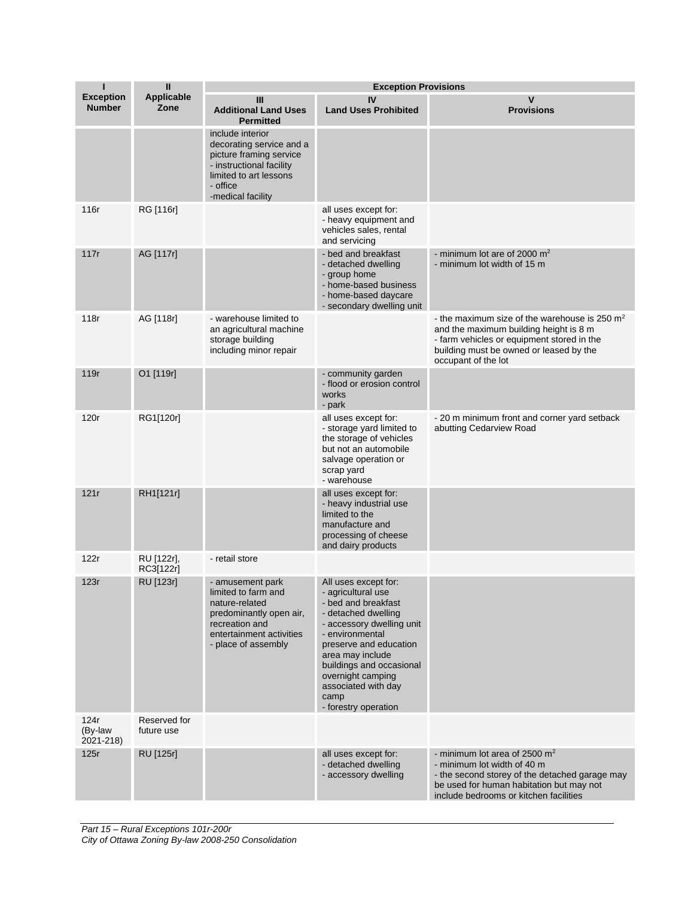| I<br>Exception Number | II<br>Applicable Zone | Exception Provisions | | |
|---|---|---|---|---|
| | | III<br>Additional Land Uses Permitted | IV<br>Land Uses Prohibited | V<br>Provisions |
| | | include interior decorating service and a picture framing service<br>- instructional facility limited to art lessons<br>- office<br>-medical facility | | |
| 116r | RG [116r] | | all uses except for:<br>- heavy equipment and vehicles sales, rental and servicing | |
| 117r | AG [117r] | | - bed and breakfast<br>- detached dwelling<br>- group home<br>- home-based business<br>- home-based daycare<br>- secondary dwelling unit | - minimum lot are of 2000 $m^2$<br>- minimum lot width of 15 m |
| 118r | AG [118r] | - warehouse limited to an agricultural machine storage building including minor repair | | - the maximum size of the warehouse is 250 $m^2$ and the maximum building height is 8 m<br>- farm vehicles or equipment stored in the building must be owned or leased by the occupant of the lot |
| 119r | O1 [119r] | | - community garden<br>- flood or erosion control works<br>- park | |
| 120r | RG1[120r] | | all uses except for:<br>- storage yard limited to the storage of vehicles but not an automobile salvage operation or scrap yard<br>- warehouse | - 20 m minimum front and corner yard setback abutting Cedarview Road |
| 121r | RH1[121r] | | all uses except for:<br>- heavy industrial use limited to the manufacture and processing of cheese and dairy products | |
| 122r | RU [122r], RC3[122r] | - retail store | | |
| 123r | RU [123r] | - amusement park limited to farm and nature-related predominantly open air, recreation and entertainment activities<br>- place of assembly | All uses except for:<br>- agricultural use<br>- bed and breakfast<br>- detached dwelling<br>- accessory dwelling unit<br>- environmental preserve and education area may include buildings and occasional overnight camping associated with day camp<br>- forestry operation | |
| 124r (By-law 2021-218) | Reserved for future use | | | |
| 125r | RU [125r] | | all uses except for:<br>- detached dwelling<br>- accessory dwelling | - minimum lot area of 2500 $m^2$<br>- minimum lot width of 40 m<br>- the second storey of the detached garage may be used for human habitation but may not include bedrooms or kitchen facilities |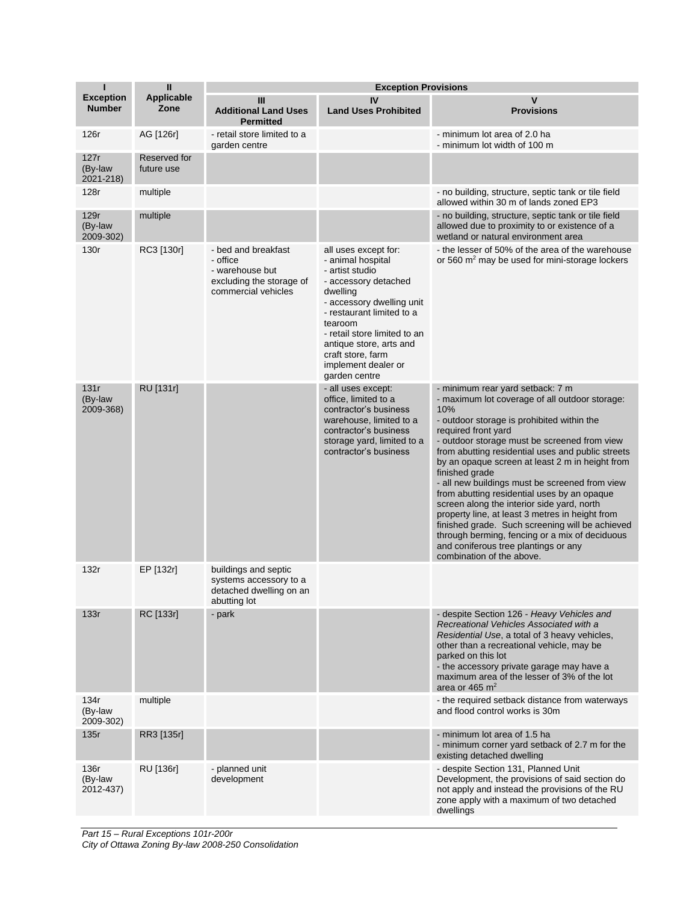| I<br>Exception Number | II<br>Applicable Zone | Exception Provisions | | |
|---|---|---|---|---|
| | | III<br>Additional Land Uses Permitted | IV<br>Land Uses Prohibited | V<br>Provisions |
| 126r | AG [126r] | - retail store limited to a garden centre | | - minimum lot area of 2.0 ha<br>- minimum lot width of 100 m |
| 127r<br>(By-law 2021-218) | Reserved for future use | | | |
| 128r | multiple | | | - no building, structure, septic tank or tile field allowed within 30 m of lands zoned EP3 |
| 129r<br>(By-law 2009-302) | multiple | | | - no building, structure, septic tank or tile field allowed due to proximity to or existence of a wetland or natural environment area |
| 130r | RC3 [130r] | - bed and breakfast<br>- office<br>- warehouse but excluding the storage of commercial vehicles | all uses except for:<br>- animal hospital<br>- artist studio<br>- accessory detached dwelling<br>- accessory dwelling unit<br>- restaurant limited to a tearoom<br>- retail store limited to an antique store, arts and craft store, farm implement dealer or garden centre | - the lesser of 50% of the area of the warehouse or 560 $m^2$ may be used for mini-storage lockers |
| 131r<br>(By-law 2009-368) | RU [131r] | | - all uses except:<br>office, limited to a contractor's business<br>warehouse, limited to a contractor's business<br>storage yard, limited to a contractor's business | - minimum rear yard setback: 7 m<br>- maximum lot coverage of all outdoor storage: 10%<br>- outdoor storage is prohibited within the required front yard<br>- outdoor storage must be screened from view from abutting residential uses and public streets by an opaque screen at least 2 m in height from finished grade<br>- all new buildings must be screened from view from abutting residential uses by an opaque screen along the interior side yard, north property line, at least 3 metres in height from finished grade. Such screening will be achieved through berming, fencing or a mix of deciduous and coniferous tree plantings or any combination of the above. |
| 132r | EP [132r] | buildings and septic systems accessory to a detached dwelling on an abutting lot | | |
| 133r | RC [133r] | - park | | - despite Section 126 - *Heavy Vehicles and Recreational Vehicles Associated with a Residential Use*, a total of 3 heavy vehicles, other than a recreational vehicle, may be parked on this lot<br>- the accessory private garage may have a maximum area of the lesser of 3% of the lot area or 465 $m^2$ |
| 134r<br>(By-law 2009-302) | multiple | | | - the required setback distance from waterways and flood control works is 30m |
| 135r | RR3 [135r] | | | - minimum lot area of 1.5 ha<br>- minimum corner yard setback of 2.7 m for the existing detached dwelling |
| 136r<br>(By-law 2012-437) | RU [136r] | - planned unit development | | - despite Section 131, Planned Unit Development, the provisions of said section do not apply and instead the provisions of the RU zone apply with a maximum of two detached dwellings |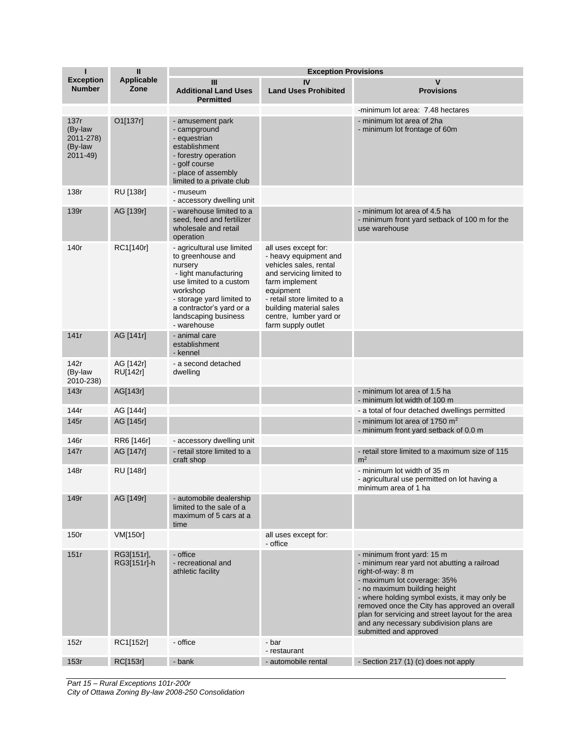| I<br>Exception Number | II<br>Applicable Zone | Exception Provisions | | |
|---|---|---|---|---|
| | | III<br>Additional Land Uses Permitted | IV<br>Land Uses Prohibited | V<br>Provisions |
| | | | | -minimum lot area: 7.48 hectares |
| 137r (By-law 2011-278) (By-law 2011-49) | O1[137r] | - amusement park<br>- campground<br>- equestrian establishment<br>- forestry operation<br>- golf course<br>- place of assembly limited to a private club | | - minimum lot area of 2ha<br>- minimum lot frontage of 60m |
| 138r | RU [138r] | - museum<br>- accessory dwelling unit | | |
| 139r | AG [139r] | - warehouse limited to a seed, feed and fertilizer wholesale and retail operation | | - minimum lot area of 4.5 ha<br>- minimum front yard setback of 100 m for the use warehouse |
| 140r | RC1[140r] | - agricultural use limited to greenhouse and nursery<br>- light manufacturing use limited to a custom workshop<br>- storage yard limited to a contractor's yard or a landscaping business<br>- warehouse | all uses except for:<br>- heavy equipment and vehicles sales, rental and servicing limited to farm implement equipment<br>- retail store limited to a building material sales centre, lumber yard or farm supply outlet | |
| 141r | AG [141r] | - animal care establishment<br>- kennel | | |
| 142r (By-law 2010-238) | AG [142r]<br>RU[142r] | - a second detached dwelling | | |
| 143r | AG[143r] | | | - minimum lot area of 1.5 ha<br>- minimum lot width of 100 m |
| 144r | AG [144r] | | | - a total of four detached dwellings permitted |
| 145r | AG [145r] | | | - minimum lot area of 1750 $m^2$<br>- minimum front yard setback of 0.0 m |
| 146r | RR6 [146r] | - accessory dwelling unit | | |
| 147r | AG [147r] | - retail store limited to a craft shop | | - retail store limited to a maximum size of 115 $m^2$ |
| 148r | RU [148r] | | | - minimum lot width of 35 m<br>- agricultural use permitted on lot having a minimum area of 1 ha |
| 149r | AG [149r] | - automobile dealership limited to the sale of a maximum of 5 cars at a time | | |
| 150r | VM[150r] | | all uses except for:<br>- office | |
| 151r | RG3[151r], RG3[151r]-h | - office<br>- recreational and athletic facility | | - minimum front yard: 15 m<br>- minimum rear yard not abutting a railroad right-of-way: 8 m<br>- maximum lot coverage: 35%<br>- no maximum building height<br>- where holding symbol exists, it may only be removed once the City has approved an overall plan for servicing and street layout for the area and any necessary subdivision plans are submitted and approved |
| 152r | RC1[152r] | - office | - bar<br>- restaurant | |
| 153r | RC[153r] | - bank | - automobile rental | - Section 217 (1) (c) does not apply |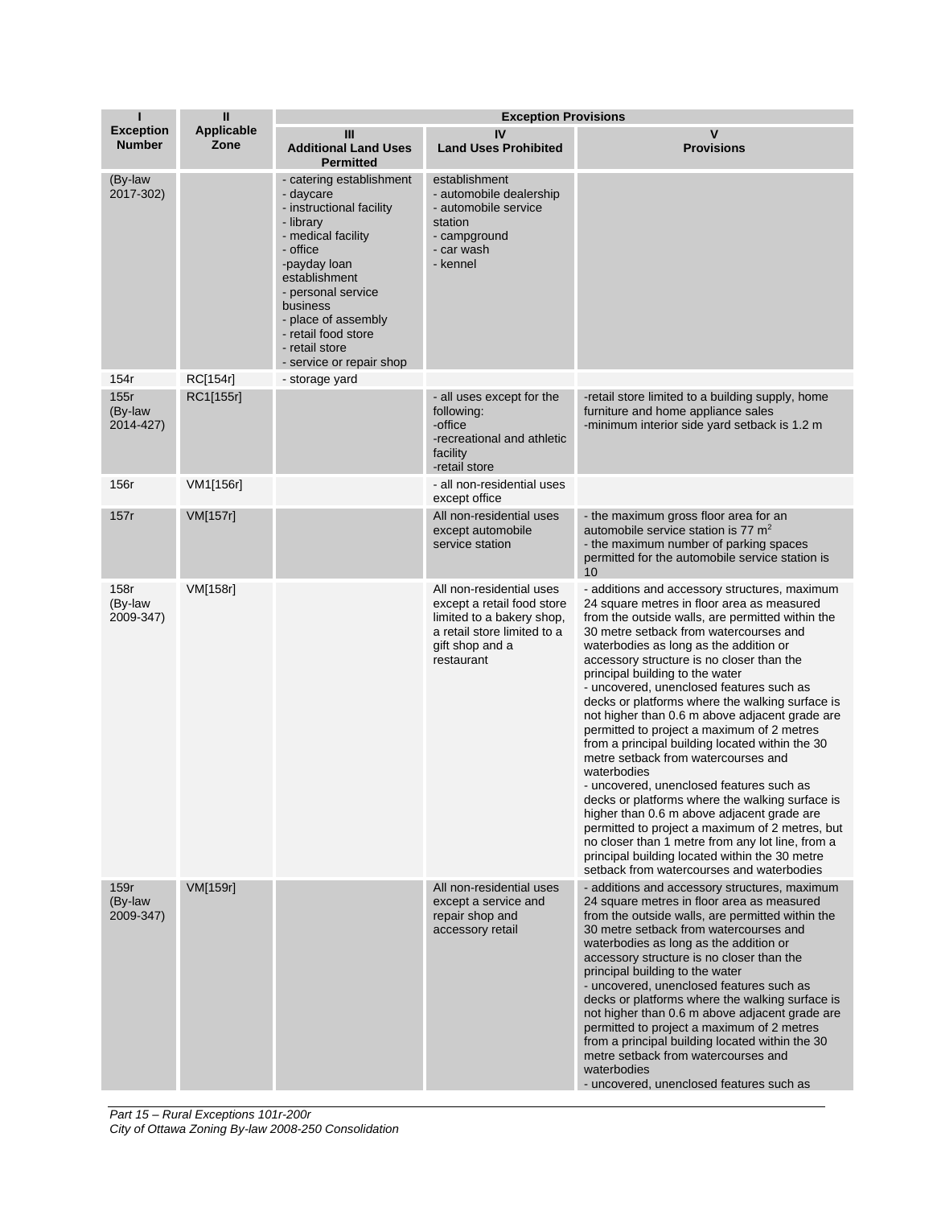| I<br>Exception Number | II<br>Applicable Zone | Exception Provisions | | |
|---|---|---|---|---|
| | | III<br>Additional Land Uses Permitted | IV<br>Land Uses Prohibited | V<br>Provisions |
| (By-law 2017-302) | | - catering establishment<br>- daycare<br>- instructional facility<br>- library<br>- medical facility<br>- office<br>-payday loan establishment<br>- personal service business<br>- place of assembly<br>- retail food store<br>- retail store<br>- service or repair shop | establishment<br>- automobile dealership<br>- automobile service station<br>- campground<br>- car wash<br>- kennel | |
| 154r | RC[154r] | - storage yard | | |
| 155r<br>(By-law 2014-427) | RC1[155r] | | - all uses except for the following:<br>-office<br>-recreational and athletic facility<br>-retail store | -retail store limited to a building supply, home furniture and home appliance sales<br>-minimum interior side yard setback is 1.2 m |
| 156r | VM1[156r] | | - all non-residential uses except office | |
| 157r | VM[157r] | | All non-residential uses except automobile service station | - the maximum gross floor area for an automobile service station is 77 $m^2$<br>- the maximum number of parking spaces permitted for the automobile service station is 10 |
| 158r<br>(By-law 2009-347) | VM[158r] | | All non-residential uses except a retail food store limited to a bakery shop, a retail store limited to a gift shop and a restaurant | - additions and accessory structures, maximum 24 square metres in floor area as measured from the outside walls, are permitted within the 30 metre setback from watercourses and waterbodies as long as the addition or accessory structure is no closer than the principal building to the water<br>- uncovered, unenclosed features such as decks or platforms where the walking surface is not higher than 0.6 m above adjacent grade are permitted to project a maximum of 2 metres from a principal building located within the 30 metre setback from watercourses and waterbodies<br>- uncovered, unenclosed features such as decks or platforms where the walking surface is higher than 0.6 m above adjacent grade are permitted to project a maximum of 2 metres, but no closer than 1 metre from any lot line, from a principal building located within the 30 metre setback from watercourses and waterbodies |
| 159r<br>(By-law 2009-347) | VM[159r] | | All non-residential uses except a service and repair shop and accessory retail | - additions and accessory structures, maximum 24 square metres in floor area as measured from the outside walls, are permitted within the 30 metre setback from watercourses and waterbodies as long as the addition or accessory structure is no closer than the principal building to the water<br>- uncovered, unenclosed features such as decks or platforms where the walking surface is not higher than 0.6 m above adjacent grade are permitted to project a maximum of 2 metres from a principal building located within the 30 metre setback from watercourses and waterbodies<br>- uncovered, unenclosed features such as |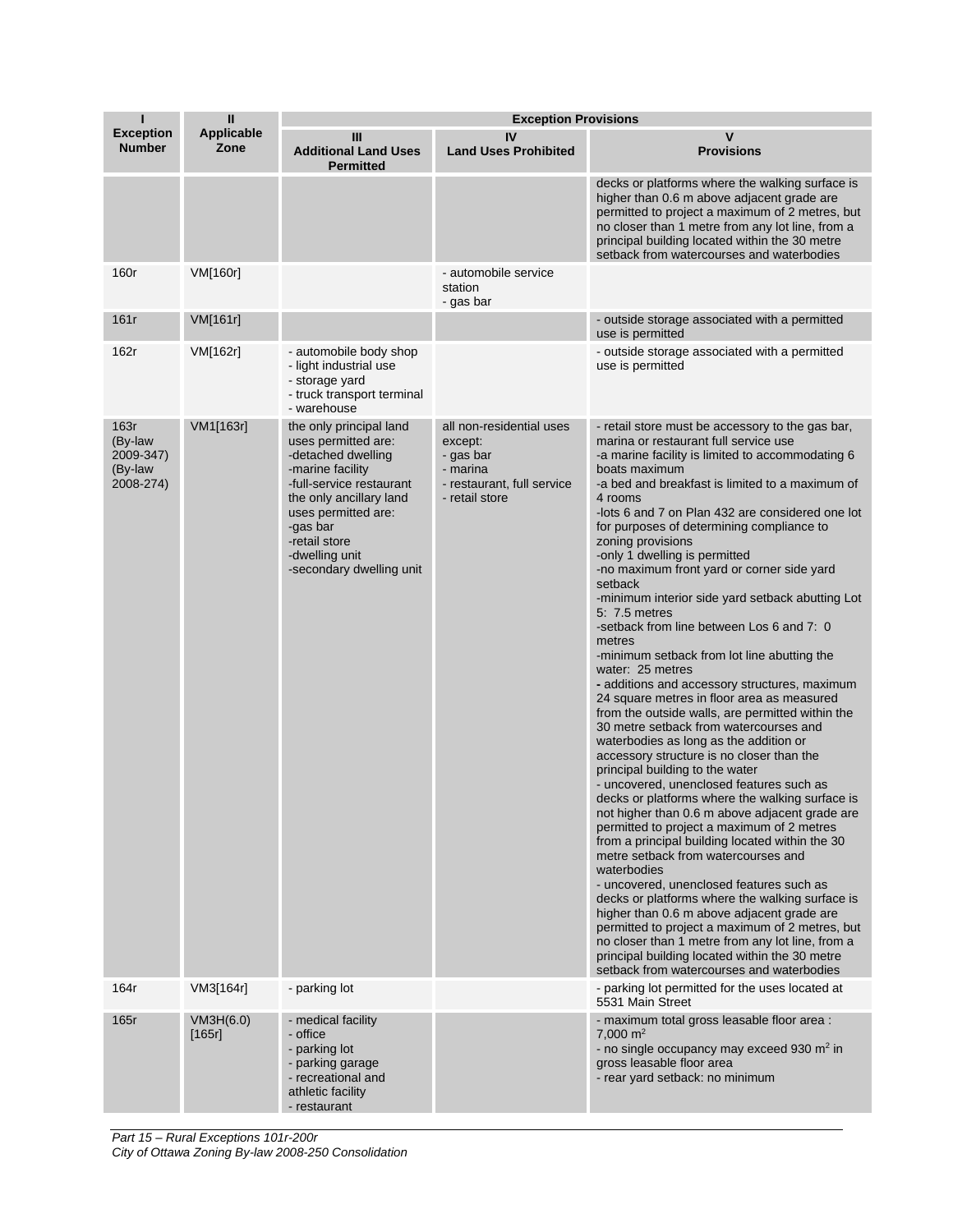| I<br>Exception Number | II<br>Applicable Zone | Exception Provisions | | |
|---|---|---|---|---|
| | | III<br>Additional Land Uses Permitted | IV<br>Land Uses Prohibited | V<br>Provisions |
| | | | | decks or platforms where the walking surface is higher than 0.6 m above adjacent grade are permitted to project a maximum of 2 metres, but no closer than 1 metre from any lot line, from a principal building located within the 30 metre setback from watercourses and waterbodies |
| 160r | VM[160r] | | - automobile service station<br>- gas bar | |
| 161r | VM[161r] | | | - outside storage associated with a permitted use is permitted |
| 162r | VM[162r] | - automobile body shop<br>- light industrial use<br>- storage yard<br>- truck transport terminal<br>- warehouse | | - outside storage associated with a permitted use is permitted |
| 163r (By-law 2009-347) (By-law 2008-274) | VM1[163r] | the only principal land uses permitted are:<br>-detached dwelling<br>-marine facility<br>-full-service restaurant<br>the only ancillary land uses permitted are:<br>-gas bar<br>-retail store<br>-dwelling unit<br>-secondary dwelling unit | all non-residential uses except:<br>- gas bar<br>- marina<br>- restaurant, full service<br>- retail store | - retail store must be accessory to the gas bar, marina or restaurant full service use<br>-a marine facility is limited to accommodating 6 boats maximum<br>-a bed and breakfast is limited to a maximum of 4 rooms<br>-lots 6 and 7 on Plan 432 are considered one lot for purposes of determining compliance to zoning provisions<br>-only 1 dwelling is permitted<br>-no maximum front yard or corner side yard setback<br>-minimum interior side yard setback abutting Lot 5: 7.5 metres<br>-setback from line between Los 6 and 7: 0 metres<br>-minimum setback from lot line abutting the water: 25 metres<br>- additions and accessory structures, maximum 24 square metres in floor area as measured from the outside walls, are permitted within the 30 metre setback from watercourses and waterbodies as long as the addition or accessory structure is no closer than the principal building to the water<br>- uncovered, unenclosed features such as decks or platforms where the walking surface is not higher than 0.6 m above adjacent grade are permitted to project a maximum of 2 metres from a principal building located within the 30 metre setback from watercourses and waterbodies<br>- uncovered, unenclosed features such as decks or platforms where the walking surface is higher than 0.6 m above adjacent grade are permitted to project a maximum of 2 metres, but no closer than 1 metre from any lot line, from a principal building located within the 30 metre setback from watercourses and waterbodies |
| 164r | VM3[164r] | - parking lot | | - parking lot permitted for the uses located at 5531 Main Street |
| 165r | VM3H(6.0) [165r] | - medical facility<br>- office<br>- parking lot<br>- parking garage<br>- recreational and athletic facility<br>- restaurant | | - maximum total gross leasable floor area : 7,000 $m^2$<br>- no single occupancy may exceed 930 $m^2$ in gross leasable floor area<br>- rear yard setback: no minimum |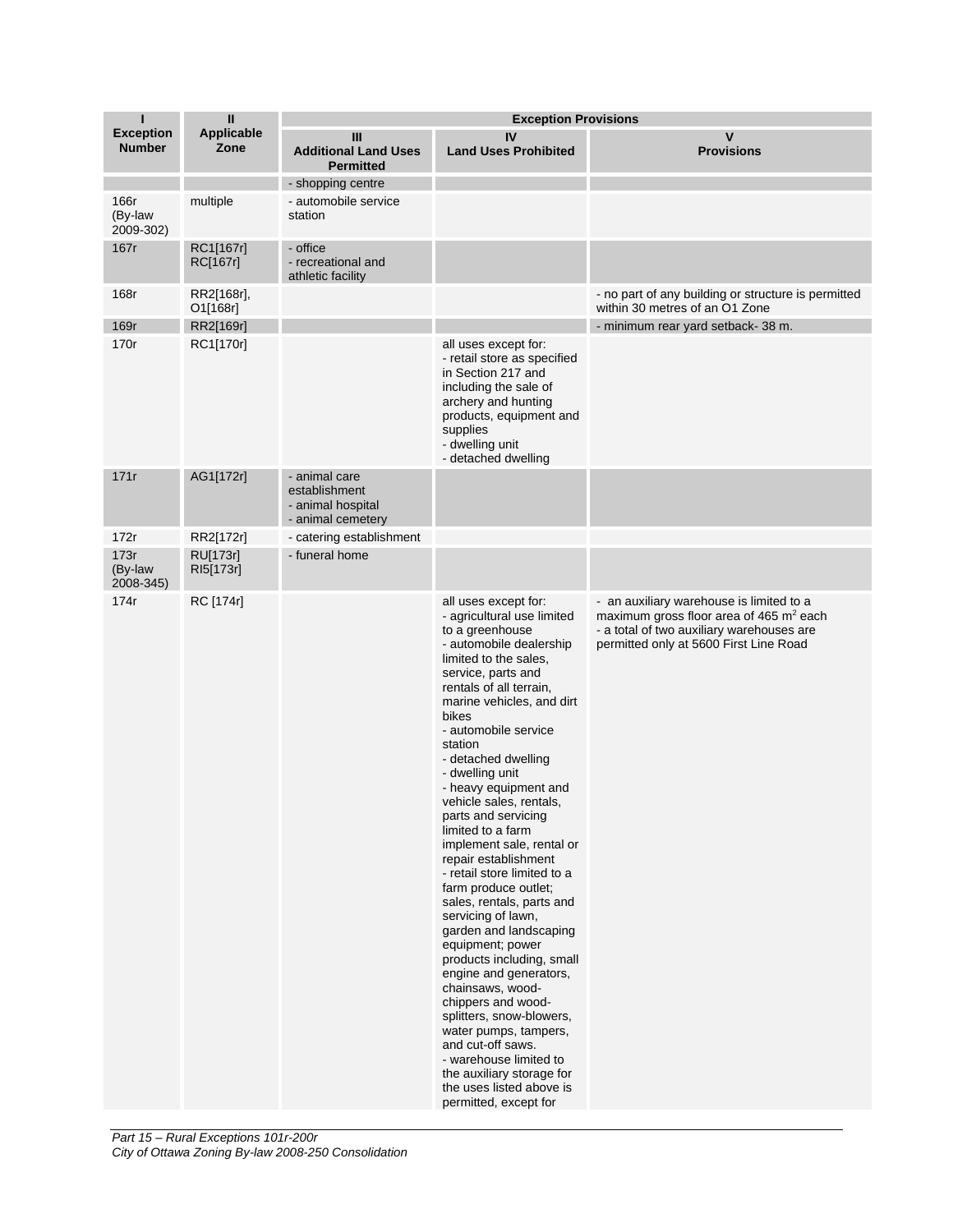| I<br>Exception Number | II<br>Applicable Zone | Exception Provisions | | |
|---|---|---|---|---|
| | | III<br>Additional Land Uses Permitted | IV<br>Land Uses Prohibited | V<br>Provisions |
| | | - shopping centre | | |
| 166r (By-law 2009-302) | multiple | - automobile service station | | |
| 167r | RC1[167r] RC[167r] | - office<br>- recreational and athletic facility | | |
| 168r | RR2[168r], O1[168r] | | | - no part of any building or structure is permitted within 30 metres of an O1 Zone |
| 169r | RR2[169r] | | | - minimum rear yard setback- 38 m. |
| 170r | RC1[170r] | | all uses except for:<br>- retail store as specified in Section 217 and including the sale of archery and hunting products, equipment and supplies<br>- dwelling unit<br>- detached dwelling | |
| 171r | AG1[172r] | - animal care establishment<br>- animal hospital<br>- animal cemetery | | |
| 172r | RR2[172r] | - catering establishment | | |
| 173r (By-law 2008-345) | RU[173r] RI5[173r] | - funeral home | | |
| 174r | RC [174r] | | all uses except for:<br>- agricultural use limited to a greenhouse<br>- automobile dealership limited to the sales, service, parts and rentals of all terrain, marine vehicles, and dirt bikes<br>- automobile service station<br>- detached dwelling<br>- dwelling unit<br>- heavy equipment and vehicle sales, rentals, parts and servicing limited to a farm implement sale, rental or repair establishment<br>- retail store limited to a farm produce outlet; sales, rentals, parts and servicing of lawn, garden and landscaping equipment; power products including, small engine and generators, chainsaws, wood-chippers and wood-splitters, snow-blowers, water pumps, tampers, and cut-off saws.<br>- warehouse limited to the auxiliary storage for the uses listed above is permitted, except for | - an auxiliary warehouse is limited to a maximum gross floor area of 465 $m^2$ each<br>- a total of two auxiliary warehouses are permitted only at 5600 First Line Road |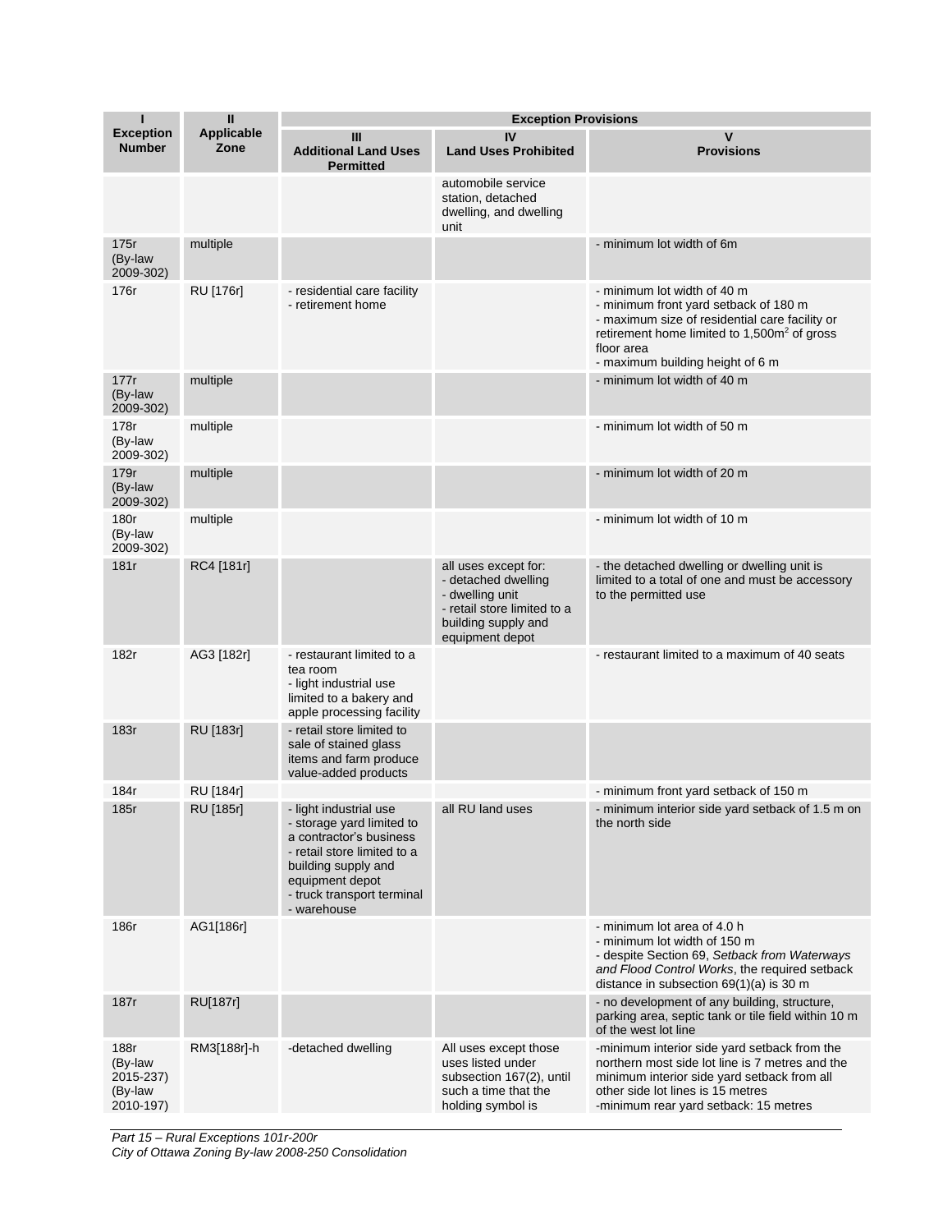| I<br>Exception Number | II<br>Applicable Zone | Exception Provisions | | |
|---|---|---|---|---|
| | | III<br>Additional Land Uses Permitted | IV<br>Land Uses Prohibited | V<br>Provisions |
| | | | automobile service station, detached dwelling, and dwelling unit | |
| 175r (By-law 2009-302) | multiple | | | - minimum lot width of 6m |
| 176r | RU [176r] | - residential care facility<br>- retirement home | | - minimum lot width of 40 m<br>- minimum front yard setback of 180 m<br>- maximum size of residential care facility or retirement home limited to 1,500m$^2$ of gross floor area<br>- maximum building height of 6 m |
| 177r (By-law 2009-302) | multiple | | | - minimum lot width of 40 m |
| 178r (By-law 2009-302) | multiple | | | - minimum lot width of 50 m |
| 179r (By-law 2009-302) | multiple | | | - minimum lot width of 20 m |
| 180r (By-law 2009-302) | multiple | | | - minimum lot width of 10 m |
| 181r | RC4 [181r] | | all uses except for:<br>- detached dwelling<br>- dwelling unit<br>- retail store limited to a building supply and equipment depot | - the detached dwelling or dwelling unit is limited to a total of one and must be accessory to the permitted use |
| 182r | AG3 [182r] | - restaurant limited to a tea room<br>- light industrial use limited to a bakery and apple processing facility | | - restaurant limited to a maximum of 40 seats |
| 183r | RU [183r] | - retail store limited to sale of stained glass items and farm produce value-added products | | |
| 184r | RU [184r] | | | - minimum front yard setback of 150 m |
| 185r | RU [185r] | - light industrial use<br>- storage yard limited to a contractor's business<br>- retail store limited to a building supply and equipment depot<br>- truck transport terminal<br>- warehouse | all RU land uses | - minimum interior side yard setback of 1.5 m on the north side |
| 186r | AG1[186r] | | | - minimum lot area of 4.0 h<br>- minimum lot width of 150 m<br>- despite Section 69, *Setback from Waterways and Flood Control Works*, the required setback distance in subsection 69(1)(a) is 30 m |
| 187r | RU[187r] | | | - no development of any building, structure, parking area, septic tank or tile field within 10 m of the west lot line |
| 188r (By-law 2015-237) (By-law 2010-197) | RM3[188r]-h | -detached dwelling | All uses except those uses listed under subsection 167(2), until such a time that the holding symbol is | -minimum interior side yard setback from the northern most side lot line is 7 metres and the minimum interior side yard setback from all other side lot lines is 15 metres<br>-minimum rear yard setback: 15 metres |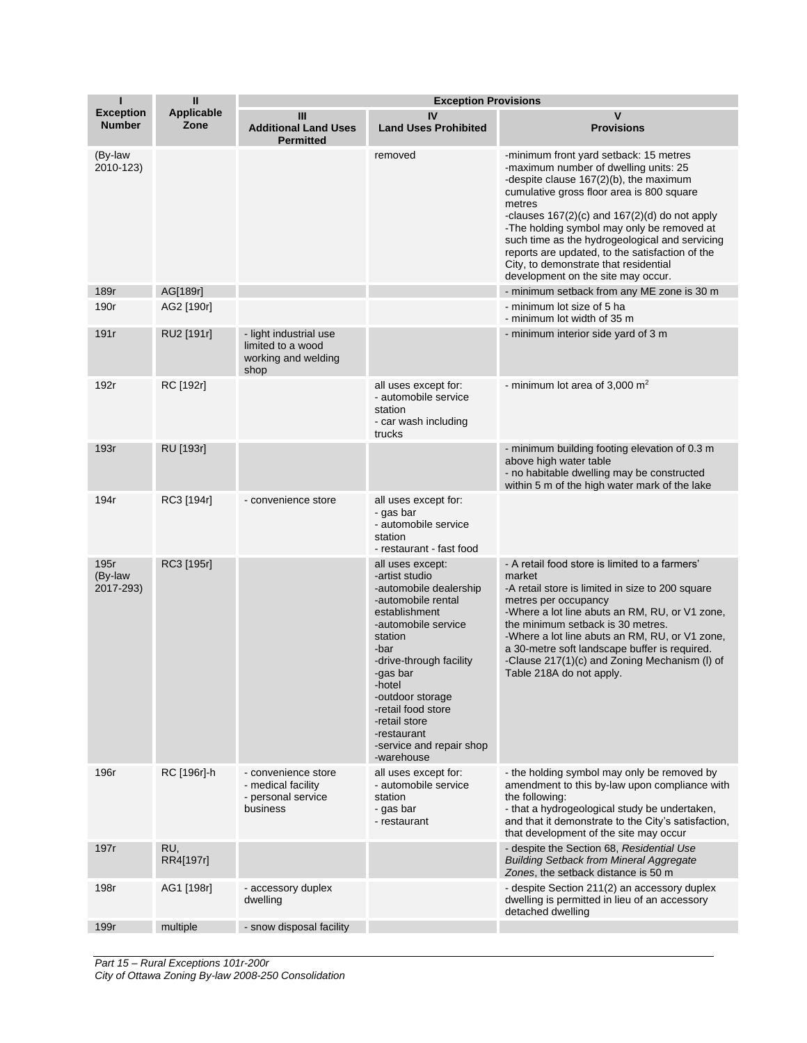| I<br>Exception Number | II<br>Applicable Zone | Exception Provisions | | |
|---|---|---|---|---|
| | | III<br>Additional Land Uses Permitted | IV<br>Land Uses Prohibited | V<br>Provisions |
| (By-law 2010-123) | | | removed | -minimum front yard setback: 15 metres<br>-maximum number of dwelling units: 25<br>-despite clause 167(2)(b), the maximum cumulative gross floor area is 800 square metres<br>-clauses 167(2)(c) and 167(2)(d) do not apply<br>-The holding symbol may only be removed at such time as the hydrogeological and servicing reports are updated, to the satisfaction of the City, to demonstrate that residential development on the site may occur. |
| 189r | AG[189r] | | | - minimum setback from any ME zone is 30 m |
| 190r | AG2 [190r] | | | - minimum lot size of 5 ha<br>- minimum lot width of 35 m |
| 191r | RU2 [191r] | - light industrial use limited to a wood working and welding shop | | - minimum interior side yard of 3 m |
| 192r | RC [192r] | | all uses except for:<br>- automobile service station<br>- car wash including trucks | - minimum lot area of 3,000 m$^2$ |
| 193r | RU [193r] | | | - minimum building footing elevation of 0.3 m above high water table<br>- no habitable dwelling may be constructed within 5 m of the high water mark of the lake |
| 194r | RC3 [194r] | - convenience store | all uses except for:<br>- gas bar<br>- automobile service station<br>- restaurant - fast food | |
| 195r (By-law 2017-293) | RC3 [195r] | | all uses except:<br>-artist studio<br>-automobile dealership<br>-automobile rental establishment<br>-automobile service station<br>-bar<br>-drive-through facility<br>-gas bar<br>-hotel<br>-outdoor storage<br>-retail food store<br>-retail store<br>-restaurant<br>-service and repair shop<br>-warehouse | - A retail food store is limited to a farmers' market<br>-A retail store is limited in size to 200 square metres per occupancy<br>-Where a lot line abuts an RM, RU, or V1 zone, the minimum setback is 30 metres.<br>-Where a lot line abuts an RM, RU, or V1 zone, a 30-metre soft landscape buffer is required.<br>-Clause 217(1)(c) and Zoning Mechanism (l) of Table 218A do not apply. |
| 196r | RC [196r]-h | - convenience store<br>- medical facility<br>- personal service business | all uses except for:<br>- automobile service station<br>- gas bar<br>- restaurant | - the holding symbol may only be removed by amendment to this by-law upon compliance with the following:<br>- that a hydrogeological study be undertaken, and that it demonstrate to the City's satisfaction, that development of the site may occur |
| 197r | RU, RR4[197r] | | | - despite the Section 68, *Residential Use Building Setback from Mineral Aggregate Zones*, the setback distance is 50 m |
| 198r | AG1 [198r] | - accessory duplex dwelling | | - despite Section 211(2) an accessory duplex dwelling is permitted in lieu of an accessory detached dwelling |
| 199r | multiple | - snow disposal facility | | |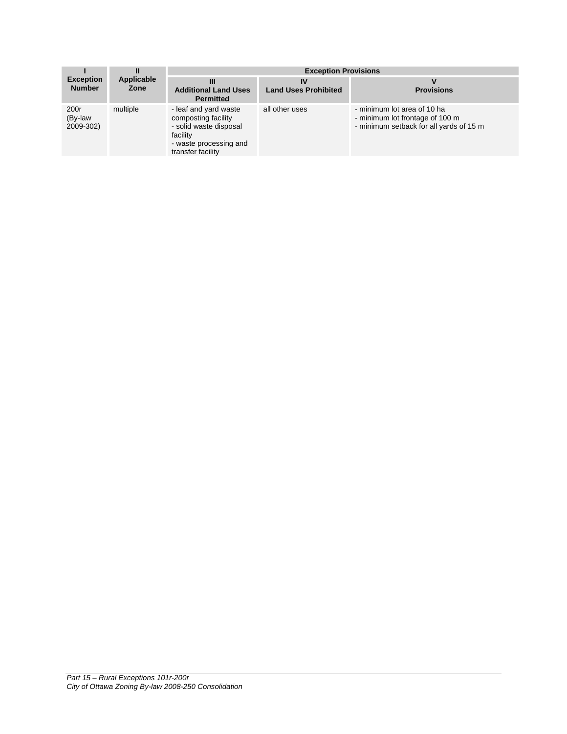| I<br>Exception Number | II<br>Applicable Zone | Exception Provisions | | |
|---|---|---|---|---|
| | | III<br>Additional Land Uses Permitted | IV<br>Land Uses Prohibited | V<br>Provisions |
| 200r<br>(By-law 2009-302) | multiple | - leaf and yard waste composting facility<br>- solid waste disposal facility<br>- waste processing and transfer facility | all other uses | - minimum lot area of 10 ha<br>- minimum lot frontage of 100 m<br>- minimum setback for all yards of 15 m |